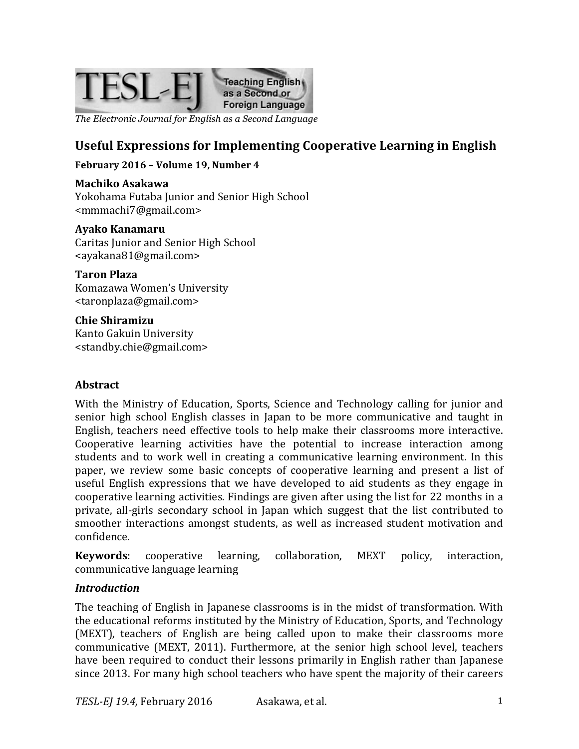*The Electronic Journal for English as a Second Language*

# Useful Expressions for Implementing Cooperative Learning in English

**February 2016 – Volume 19, Number 4**

**Machiko Asakawa**
Yokohama Futaba Junior and Senior High School
<mmmachi7@gmail.com>

**Ayako Kanamaru**
Caritas Junior and Senior High School
<ayakana81@gmail.com>

**Taron Plaza**
Komazawa Women's University
<taronplaza@gmail.com>

**Chie Shiramizu**
Kanto Gakuin University
<standby.chie@gmail.com>

## Abstract

With the Ministry of Education, Sports, Science and Technology calling for junior and senior high school English classes in Japan to be more communicative and taught in English, teachers need effective tools to help make their classrooms more interactive. Cooperative learning activities have the potential to increase interaction among students and to work well in creating a communicative learning environment. In this paper, we review some basic concepts of cooperative learning and present a list of useful English expressions that we have developed to aid students as they engage in cooperative learning activities. Findings are given after using the list for 22 months in a private, all-girls secondary school in Japan which suggest that the list contributed to smoother interactions amongst students, as well as increased student motivation and confidence.

**Keywords**: cooperative learning, collaboration, MEXT policy, interaction, communicative language learning

### *Introduction*

The teaching of English in Japanese classrooms is in the midst of transformation. With the educational reforms instituted by the Ministry of Education, Sports, and Technology (MEXT), teachers of English are being called upon to make their classrooms more communicative (MEXT, 2011). Furthermore, at the senior high school level, teachers have been required to conduct their lessons primarily in English rather than Japanese since 2013. For many high school teachers who have spent the majority of their careers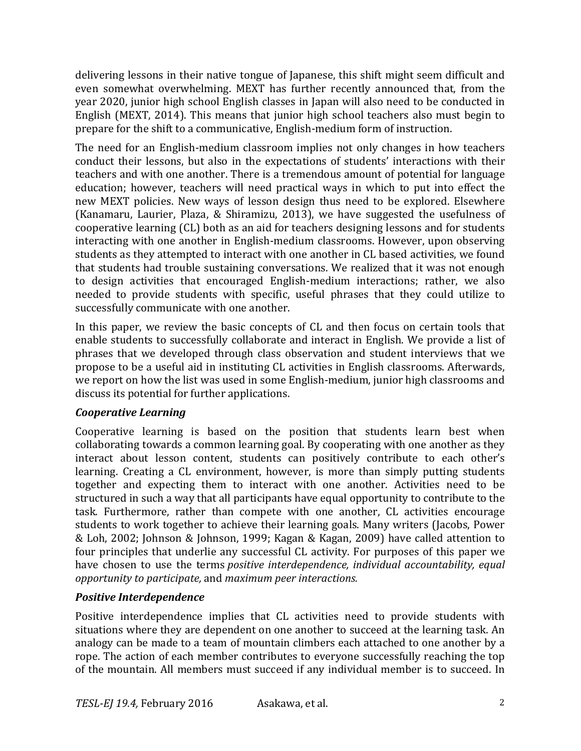delivering lessons in their native tongue of Japanese, this shift might seem difficult and even somewhat overwhelming. MEXT has further recently announced that, from the year 2020, junior high school English classes in Japan will also need to be conducted in English (MEXT, 2014). This means that junior high school teachers also must begin to prepare for the shift to a communicative, English-medium form of instruction.

The need for an English-medium classroom implies not only changes in how teachers conduct their lessons, but also in the expectations of students' interactions with their teachers and with one another. There is a tremendous amount of potential for language education; however, teachers will need practical ways in which to put into effect the new MEXT policies. New ways of lesson design thus need to be explored. Elsewhere (Kanamaru, Laurier, Plaza, & Shiramizu, 2013), we have suggested the usefulness of cooperative learning (CL) both as an aid for teachers designing lessons and for students interacting with one another in English-medium classrooms. However, upon observing students as they attempted to interact with one another in CL based activities, we found that students had trouble sustaining conversations. We realized that it was not enough to design activities that encouraged English-medium interactions; rather, we also needed to provide students with specific, useful phrases that they could utilize to successfully communicate with one another.

In this paper, we review the basic concepts of CL and then focus on certain tools that enable students to successfully collaborate and interact in English. We provide a list of phrases that we developed through class observation and student interviews that we propose to be a useful aid in instituting CL activities in English classrooms. Afterwards, we report on how the list was used in some English-medium, junior high classrooms and discuss its potential for further applications.

### *Cooperative Learning*

Cooperative learning is based on the position that students learn best when collaborating towards a common learning goal. By cooperating with one another as they interact about lesson content, students can positively contribute to each other's learning. Creating a CL environment, however, is more than simply putting students together and expecting them to interact with one another. Activities need to be structured in such a way that all participants have equal opportunity to contribute to the task. Furthermore, rather than compete with one another, CL activities encourage students to work together to achieve their learning goals. Many writers (Jacobs, Power & Loh, 2002; Johnson & Johnson, 1999; Kagan & Kagan, 2009) have called attention to four principles that underlie any successful CL activity. For purposes of this paper we have chosen to use the terms *positive interdependence, individual accountability, equal opportunity to participate,* and *maximum peer interactions.*

### *Positive Interdependence*

Positive interdependence implies that CL activities need to provide students with situations where they are dependent on one another to succeed at the learning task. An analogy can be made to a team of mountain climbers each attached to one another by a rope. The action of each member contributes to everyone successfully reaching the top of the mountain. All members must succeed if any individual member is to succeed. In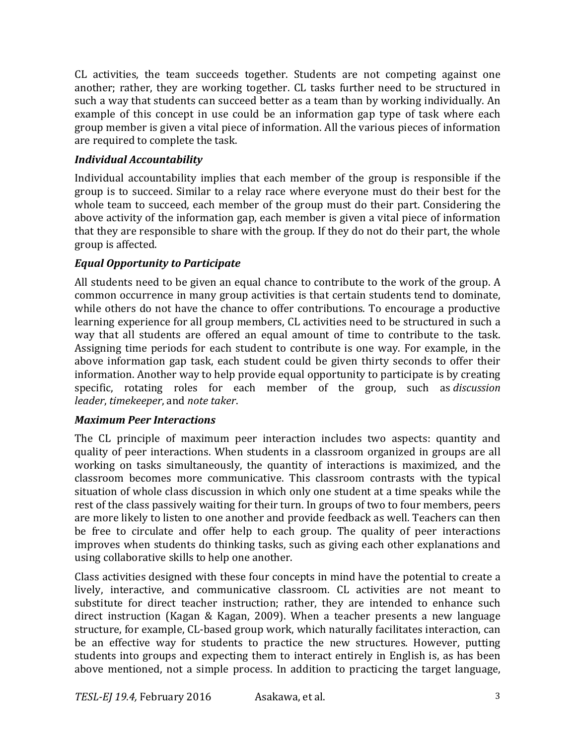CL activities, the team succeeds together. Students are not competing against one another; rather, they are working together. CL tasks further need to be structured in such a way that students can succeed better as a team than by working individually. An example of this concept in use could be an information gap type of task where each group member is given a vital piece of information. All the various pieces of information are required to complete the task.

### *Individual Accountability*

Individual accountability implies that each member of the group is responsible if the group is to succeed. Similar to a relay race where everyone must do their best for the whole team to succeed, each member of the group must do their part. Considering the above activity of the information gap, each member is given a vital piece of information that they are responsible to share with the group. If they do not do their part, the whole group is affected.

### *Equal Opportunity to Participate*

All students need to be given an equal chance to contribute to the work of the group. A common occurrence in many group activities is that certain students tend to dominate, while others do not have the chance to offer contributions. To encourage a productive learning experience for all group members, CL activities need to be structured in such a way that all students are offered an equal amount of time to contribute to the task. Assigning time periods for each student to contribute is one way. For example, in the above information gap task, each student could be given thirty seconds to offer their information. Another way to help provide equal opportunity to participate is by creating specific, rotating roles for each member of the group, such as *discussion leader*, *timekeeper*, and *note taker*.

### *Maximum Peer Interactions*

The CL principle of maximum peer interaction includes two aspects: quantity and quality of peer interactions. When students in a classroom organized in groups are all working on tasks simultaneously, the quantity of interactions is maximized, and the classroom becomes more communicative. This classroom contrasts with the typical situation of whole class discussion in which only one student at a time speaks while the rest of the class passively waiting for their turn. In groups of two to four members, peers are more likely to listen to one another and provide feedback as well. Teachers can then be free to circulate and offer help to each group. The quality of peer interactions improves when students do thinking tasks, such as giving each other explanations and using collaborative skills to help one another.

Class activities designed with these four concepts in mind have the potential to create a lively, interactive, and communicative classroom. CL activities are not meant to substitute for direct teacher instruction; rather, they are intended to enhance such direct instruction (Kagan & Kagan, 2009). When a teacher presents a new language structure, for example, CL-based group work, which naturally facilitates interaction, can be an effective way for students to practice the new structures. However, putting students into groups and expecting them to interact entirely in English is, as has been above mentioned, not a simple process. In addition to practicing the target language,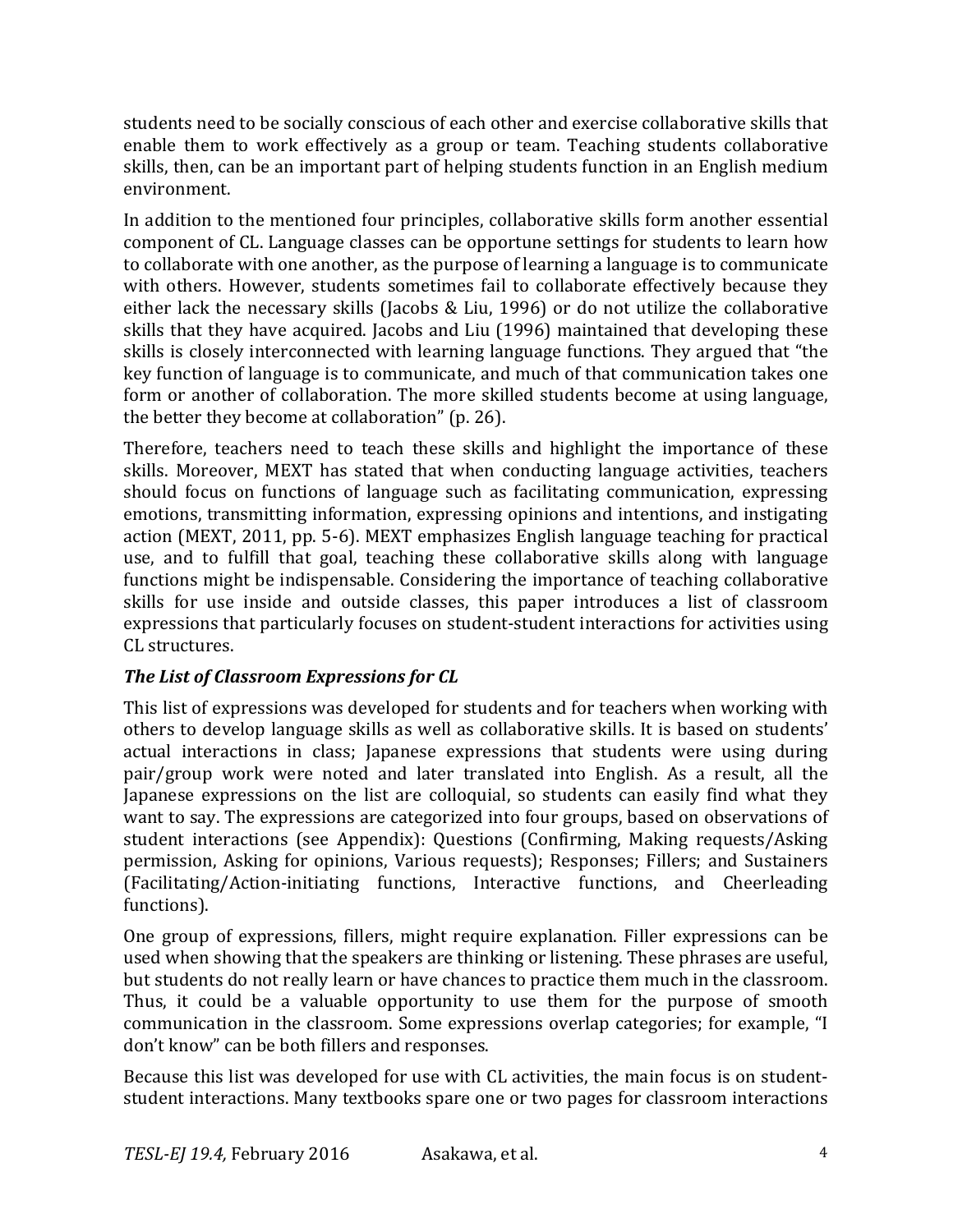students need to be socially conscious of each other and exercise collaborative skills that enable them to work effectively as a group or team. Teaching students collaborative skills, then, can be an important part of helping students function in an English medium environment.

In addition to the mentioned four principles, collaborative skills form another essential component of CL. Language classes can be opportune settings for students to learn how to collaborate with one another, as the purpose of learning a language is to communicate with others. However, students sometimes fail to collaborate effectively because they either lack the necessary skills (Jacobs & Liu, 1996) or do not utilize the collaborative skills that they have acquired. Jacobs and Liu (1996) maintained that developing these skills is closely interconnected with learning language functions. They argued that "the key function of language is to communicate, and much of that communication takes one form or another of collaboration. The more skilled students become at using language, the better they become at collaboration" (p. 26).

Therefore, teachers need to teach these skills and highlight the importance of these skills. Moreover, MEXT has stated that when conducting language activities, teachers should focus on functions of language such as facilitating communication, expressing emotions, transmitting information, expressing opinions and intentions, and instigating action (MEXT, 2011, pp. 5-6). MEXT emphasizes English language teaching for practical use, and to fulfill that goal, teaching these collaborative skills along with language functions might be indispensable. Considering the importance of teaching collaborative skills for use inside and outside classes, this paper introduces a list of classroom expressions that particularly focuses on student-student interactions for activities using CL structures.

### *The List of Classroom Expressions for CL*

This list of expressions was developed for students and for teachers when working with others to develop language skills as well as collaborative skills. It is based on students' actual interactions in class; Japanese expressions that students were using during pair/group work were noted and later translated into English. As a result, all the Japanese expressions on the list are colloquial, so students can easily find what they want to say. The expressions are categorized into four groups, based on observations of student interactions (see Appendix): Questions (Confirming, Making requests/Asking permission, Asking for opinions, Various requests); Responses; Fillers; and Sustainers (Facilitating/Action-initiating functions, Interactive functions, and Cheerleading functions).

One group of expressions, fillers, might require explanation. Filler expressions can be used when showing that the speakers are thinking or listening. These phrases are useful, but students do not really learn or have chances to practice them much in the classroom. Thus, it could be a valuable opportunity to use them for the purpose of smooth communication in the classroom. Some expressions overlap categories; for example, "I don't know" can be both fillers and responses.

Because this list was developed for use with CL activities, the main focus is on student-student interactions. Many textbooks spare one or two pages for classroom interactions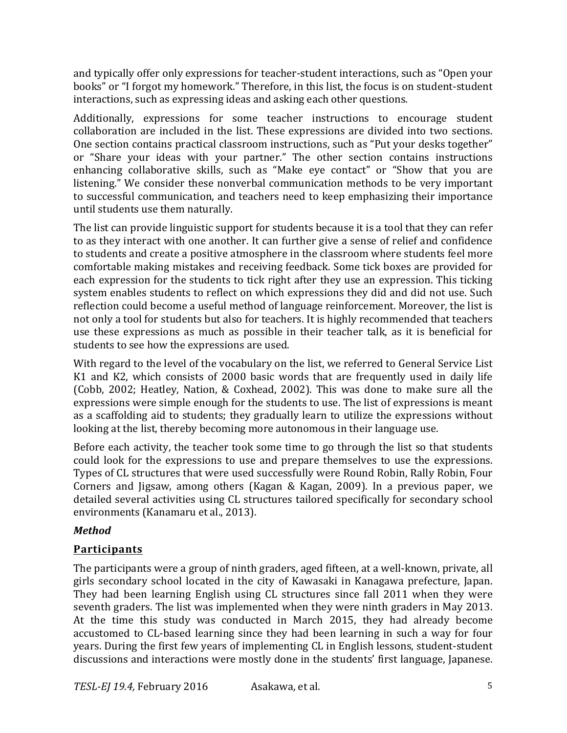and typically offer only expressions for teacher-student interactions, such as "Open your books" or "I forgot my homework." Therefore, in this list, the focus is on student-student interactions, such as expressing ideas and asking each other questions.

Additionally, expressions for some teacher instructions to encourage student collaboration are included in the list. These expressions are divided into two sections. One section contains practical classroom instructions, such as "Put your desks together" or "Share your ideas with your partner." The other section contains instructions enhancing collaborative skills, such as "Make eye contact" or "Show that you are listening." We consider these nonverbal communication methods to be very important to successful communication, and teachers need to keep emphasizing their importance until students use them naturally.

The list can provide linguistic support for students because it is a tool that they can refer to as they interact with one another. It can further give a sense of relief and confidence to students and create a positive atmosphere in the classroom where students feel more comfortable making mistakes and receiving feedback. Some tick boxes are provided for each expression for the students to tick right after they use an expression. This ticking system enables students to reflect on which expressions they did and did not use. Such reflection could become a useful method of language reinforcement. Moreover, the list is not only a tool for students but also for teachers. It is highly recommended that teachers use these expressions as much as possible in their teacher talk, as it is beneficial for students to see how the expressions are used.

With regard to the level of the vocabulary on the list, we referred to General Service List K1 and K2, which consists of 2000 basic words that are frequently used in daily life (Cobb, 2002; Heatley, Nation, & Coxhead, 2002). This was done to make sure all the expressions were simple enough for the students to use. The list of expressions is meant as a scaffolding aid to students; they gradually learn to utilize the expressions without looking at the list, thereby becoming more autonomous in their language use.

Before each activity, the teacher took some time to go through the list so that students could look for the expressions to use and prepare themselves to use the expressions. Types of CL structures that were used successfully were Round Robin, Rally Robin, Four Corners and Jigsaw, among others (Kagan & Kagan, 2009). In a previous paper, we detailed several activities using CL structures tailored specifically for secondary school environments (Kanamaru et al., 2013).

### *Method*

#### Participants

The participants were a group of ninth graders, aged fifteen, at a well-known, private, all girls secondary school located in the city of Kawasaki in Kanagawa prefecture, Japan. They had been learning English using CL structures since fall 2011 when they were seventh graders. The list was implemented when they were ninth graders in May 2013. At the time this study was conducted in March 2015, they had already become accustomed to CL-based learning since they had been learning in such a way for four years. During the first few years of implementing CL in English lessons, student-student discussions and interactions were mostly done in the students' first language, Japanese.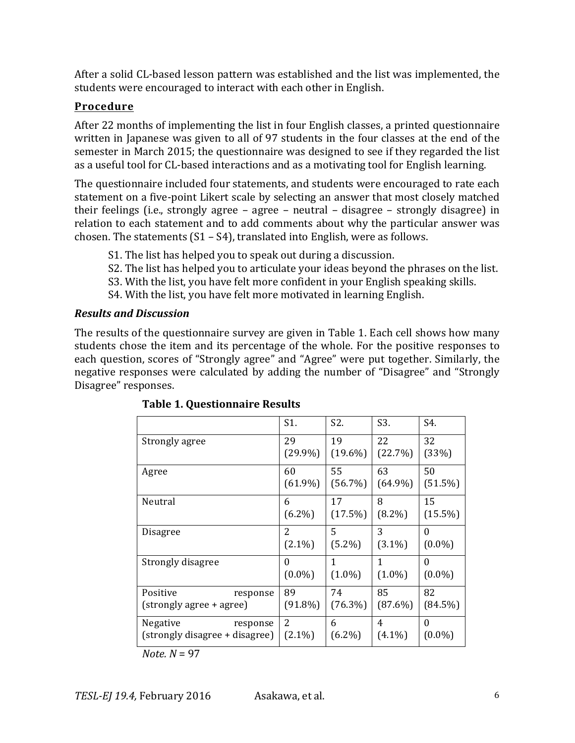After a solid CL-based lesson pattern was established and the list was implemented, the students were encouraged to interact with each other in English.

## Procedure

After 22 months of implementing the list in four English classes, a printed questionnaire written in Japanese was given to all of 97 students in the four classes at the end of the semester in March 2015; the questionnaire was designed to see if they regarded the list as a useful tool for CL-based interactions and as a motivating tool for English learning.

The questionnaire included four statements, and students were encouraged to rate each statement on a five-point Likert scale by selecting an answer that most closely matched their feelings (i.e., strongly agree – agree – neutral – disagree – strongly disagree) in relation to each statement and to add comments about why the particular answer was chosen. The statements (S1 – S4), translated into English, were as follows.

S1. The list has helped you to speak out during a discussion.
S2. The list has helped you to articulate your ideas beyond the phrases on the list.
S3. With the list, you have felt more confident in your English speaking skills.
S4. With the list, you have felt more motivated in learning English.

### *Results and Discussion*

The results of the questionnaire survey are given in Table 1. Each cell shows how many students chose the item and its percentage of the whole. For the positive responses to each question, scores of "Strongly agree" and "Agree" were put together. Similarly, the negative responses were calculated by adding the number of "Disagree" and "Strongly Disagree" responses.

**Table 1. Questionnaire Results**

| | S1. | S2. | S3. | S4. |
|---|---|---|---|---|
| Strongly agree | 29 (29.9%) | 19 (19.6%) | 22 (22.7%) | 32 (33%) |
| Agree | 60 (61.9%) | 55 (56.7%) | 63 (64.9%) | 50 (51.5%) |
| Neutral | 6 (6.2%) | 17 (17.5%) | 8 (8.2%) | 15 (15.5%) |
| Disagree | 2 (2.1%) | 5 (5.2%) | 3 (3.1%) | 0 (0.0%) |
| Strongly disagree | 0 (0.0%) | 1 (1.0%) | 1 (1.0%) | 0 (0.0%) |
| Positive response (strongly agree + agree) | 89 (91.8%) | 74 (76.3%) | 85 (87.6%) | 82 (84.5%) |
| Negative response (strongly disagree + disagree) | 2 (2.1%) | 6 (6.2%) | 4 (4.1%) | 0 (0.0%) |

*Note. N* = 97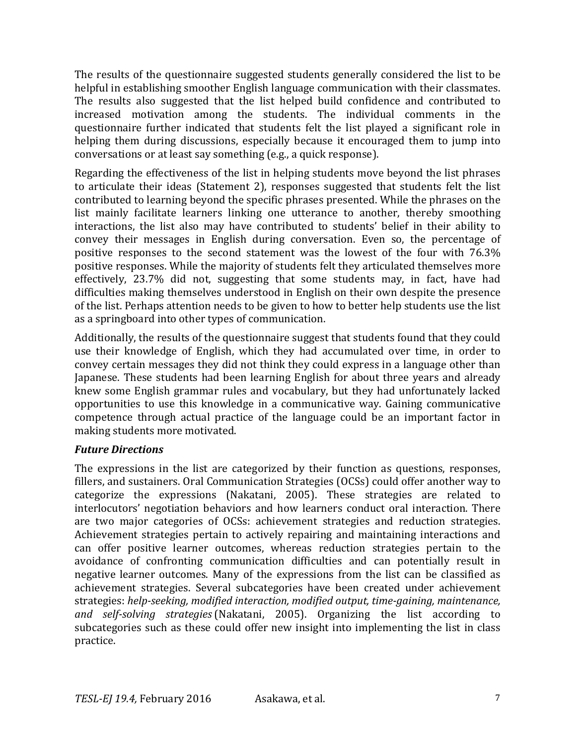The results of the questionnaire suggested students generally considered the list to be helpful in establishing smoother English language communication with their classmates. The results also suggested that the list helped build confidence and contributed to increased motivation among the students. The individual comments in the questionnaire further indicated that students felt the list played a significant role in helping them during discussions, especially because it encouraged them to jump into conversations or at least say something (e.g., a quick response).

Regarding the effectiveness of the list in helping students move beyond the list phrases to articulate their ideas (Statement 2), responses suggested that students felt the list contributed to learning beyond the specific phrases presented. While the phrases on the list mainly facilitate learners linking one utterance to another, thereby smoothing interactions, the list also may have contributed to students' belief in their ability to convey their messages in English during conversation. Even so, the percentage of positive responses to the second statement was the lowest of the four with 76.3% positive responses. While the majority of students felt they articulated themselves more effectively, 23.7% did not, suggesting that some students may, in fact, have had difficulties making themselves understood in English on their own despite the presence of the list. Perhaps attention needs to be given to how to better help students use the list as a springboard into other types of communication.

Additionally, the results of the questionnaire suggest that students found that they could use their knowledge of English, which they had accumulated over time, in order to convey certain messages they did not think they could express in a language other than Japanese. These students had been learning English for about three years and already knew some English grammar rules and vocabulary, but they had unfortunately lacked opportunities to use this knowledge in a communicative way. Gaining communicative competence through actual practice of the language could be an important factor in making students more motivated.

### *Future Directions*

The expressions in the list are categorized by their function as questions, responses, fillers, and sustainers. Oral Communication Strategies (OCSs) could offer another way to categorize the expressions (Nakatani, 2005). These strategies are related to interlocutors' negotiation behaviors and how learners conduct oral interaction. There are two major categories of OCSs: achievement strategies and reduction strategies. Achievement strategies pertain to actively repairing and maintaining interactions and can offer positive learner outcomes, whereas reduction strategies pertain to the avoidance of confronting communication difficulties and can potentially result in negative learner outcomes. Many of the expressions from the list can be classified as achievement strategies. Several subcategories have been created under achievement strategies: *help-seeking, modified interaction, modified output, time-gaining, maintenance, and self-solving strategies* (Nakatani, 2005). Organizing the list according to subcategories such as these could offer new insight into implementing the list in class practice.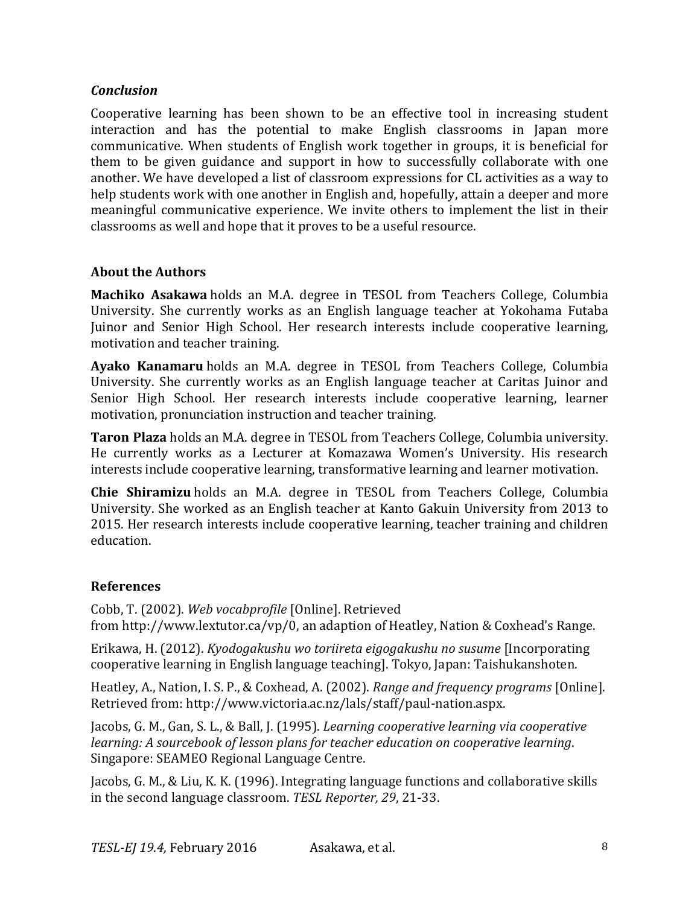### *Conclusion*

Cooperative learning has been shown to be an effective tool in increasing student interaction and has the potential to make English classrooms in Japan more communicative. When students of English work together in groups, it is beneficial for them to be given guidance and support in how to successfully collaborate with one another. We have developed a list of classroom expressions for CL activities as a way to help students work with one another in English and, hopefully, attain a deeper and more meaningful communicative experience. We invite others to implement the list in their classrooms as well and hope that it proves to be a useful resource.

## About the Authors

**Machiko Asakawa** holds an M.A. degree in TESOL from Teachers College, Columbia University. She currently works as an English language teacher at Yokohama Futaba Juinor and Senior High School. Her research interests include cooperative learning, motivation and teacher training.

**Ayako Kanamaru** holds an M.A. degree in TESOL from Teachers College, Columbia University. She currently works as an English language teacher at Caritas Juinor and Senior High School. Her research interests include cooperative learning, learner motivation, pronunciation instruction and teacher training.

**Taron Plaza** holds an M.A. degree in TESOL from Teachers College, Columbia university. He currently works as a Lecturer at Komazawa Women's University. His research interests include cooperative learning, transformative learning and learner motivation.

**Chie Shiramizu** holds an M.A. degree in TESOL from Teachers College, Columbia University. She worked as an English teacher at Kanto Gakuin University from 2013 to 2015. Her research interests include cooperative learning, teacher training and children education.

## References

Cobb, T. (2002). *Web vocabprofile* [Online]. Retrieved from http://www.lextutor.ca/vp/0, an adaption of Heatley, Nation & Coxhead's Range.

Erikawa, H. (2012). *Kyodogakushu wo toriireta eigogakushu no susume* [Incorporating cooperative learning in English language teaching]. Tokyo, Japan: Taishukanshoten.

Heatley, A., Nation, I. S. P., & Coxhead, A. (2002). *Range and frequency programs* [Online]. Retrieved from: http://www.victoria.ac.nz/lals/staff/paul-nation.aspx.

Jacobs, G. M., Gan, S. L., & Ball, J. (1995). *Learning cooperative learning via cooperative learning: A sourcebook of lesson plans for teacher education on cooperative learning*. Singapore: SEAMEO Regional Language Centre.

Jacobs, G. M., & Liu, K. K. (1996). Integrating language functions and collaborative skills in the second language classroom. *TESL Reporter, 29*, 21-33.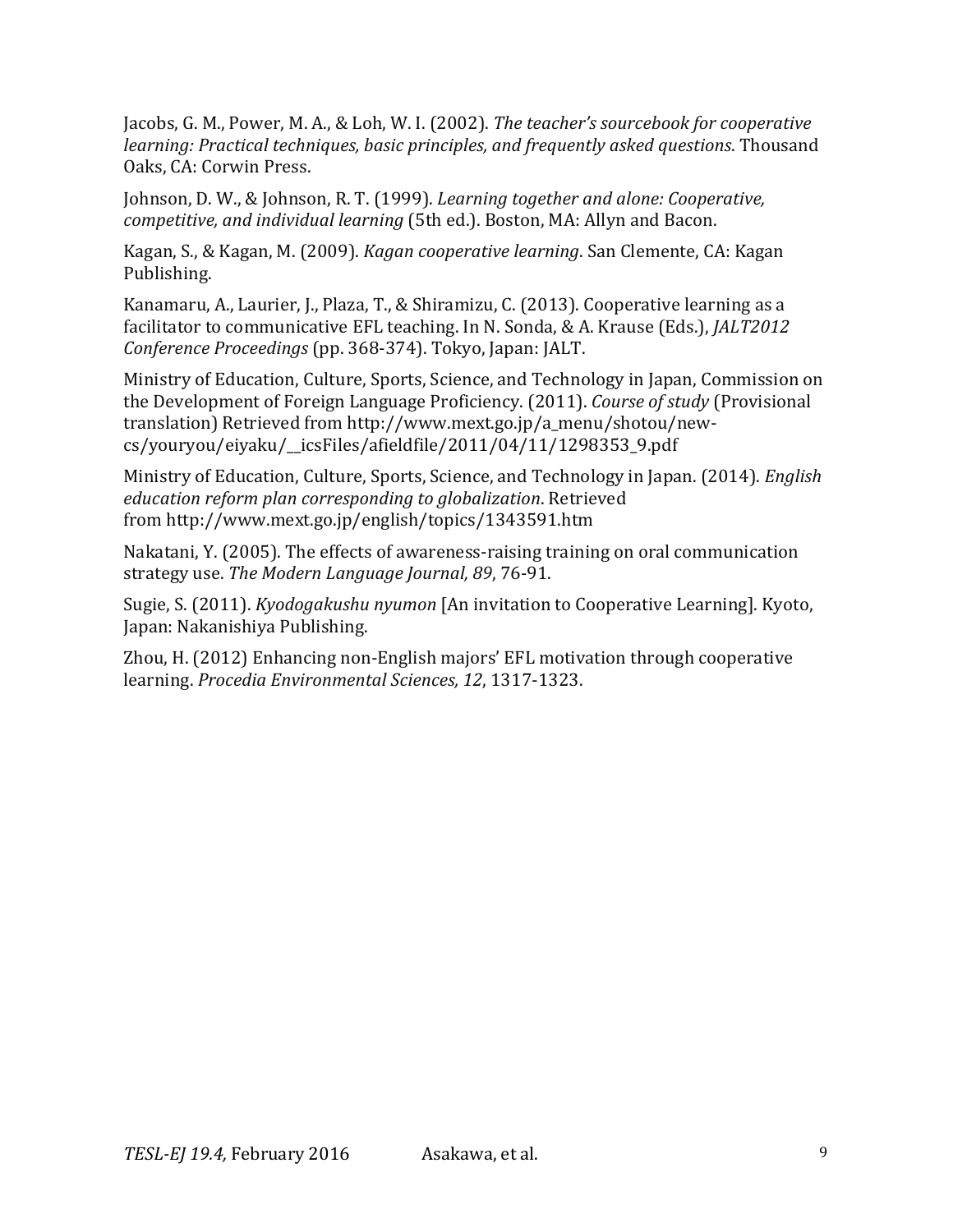Jacobs, G. M., Power, M. A., & Loh, W. I. (2002). *The teacher's sourcebook for cooperative learning: Practical techniques, basic principles, and frequently asked questions*. Thousand Oaks, CA: Corwin Press.

Johnson, D. W., & Johnson, R. T. (1999). *Learning together and alone: Cooperative, competitive, and individual learning* (5th ed.). Boston, MA: Allyn and Bacon.

Kagan, S., & Kagan, M. (2009). *Kagan cooperative learning*. San Clemente, CA: Kagan Publishing.

Kanamaru, A., Laurier, J., Plaza, T., & Shiramizu, C. (2013). Cooperative learning as a facilitator to communicative EFL teaching. In N. Sonda, & A. Krause (Eds.), *JALT2012 Conference Proceedings* (pp. 368-374). Tokyo, Japan: JALT.

Ministry of Education, Culture, Sports, Science, and Technology in Japan, Commission on the Development of Foreign Language Proficiency. (2011). *Course of study* (Provisional translation) Retrieved from http://www.mext.go.jp/a_menu/shotou/new-cs/youryou/eiyaku/__icsFiles/afieldfile/2011/04/11/1298353_9.pdf

Ministry of Education, Culture, Sports, Science, and Technology in Japan. (2014). *English education reform plan corresponding to globalization*. Retrieved from http://www.mext.go.jp/english/topics/1343591.htm

Nakatani, Y. (2005). The effects of awareness-raising training on oral communication strategy use. *The Modern Language Journal, 89*, 76-91.

Sugie, S. (2011). *Kyodogakushu nyumon* [An invitation to Cooperative Learning]. Kyoto, Japan: Nakanishiya Publishing.

Zhou, H. (2012) Enhancing non-English majors' EFL motivation through cooperative learning. *Procedia Environmental Sciences, 12*, 1317-1323.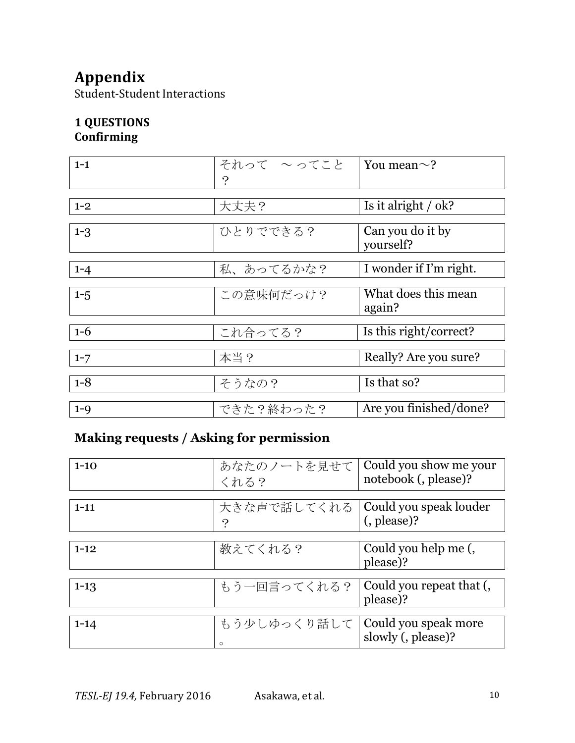# Appendix

Student-Student Interactions

## 1 QUESTIONS

### Confirming

| | | |
|---|---|---|
| 1-1 | それって　～ってこと？ | You mean～? |
| 1-2 | 大丈夫？ | Is it alright / ok? |
| 1-3 | ひとりでできる？ | Can you do it by yourself? |
| 1-4 | 私、あってるかな？ | I wonder if I'm right. |
| 1-5 | この意味何だっけ？ | What does this mean again? |
| 1-6 | これ合ってる？ | Is this right/correct? |
| 1-7 | 本当？ | Really? Are you sure? |
| 1-8 | そうなの？ | Is that so? |
| 1-9 | できた？終わった？ | Are you finished/done? |

### Making requests / Asking for permission

| | | |
|---|---|---|
| 1-10 | あなたのノートを見せてくれる？ | Could you show me your notebook (, please)? |
| 1-11 | 大きな声で話してくれる？ | Could you speak louder (, please)? |
| 1-12 | 教えてくれる？ | Could you help me (, please)? |
| 1-13 | もう一回言ってくれる？ | Could you repeat that (, please)? |
| 1-14 | もう少しゆっくり話して。 | Could you speak more slowly (, please)? |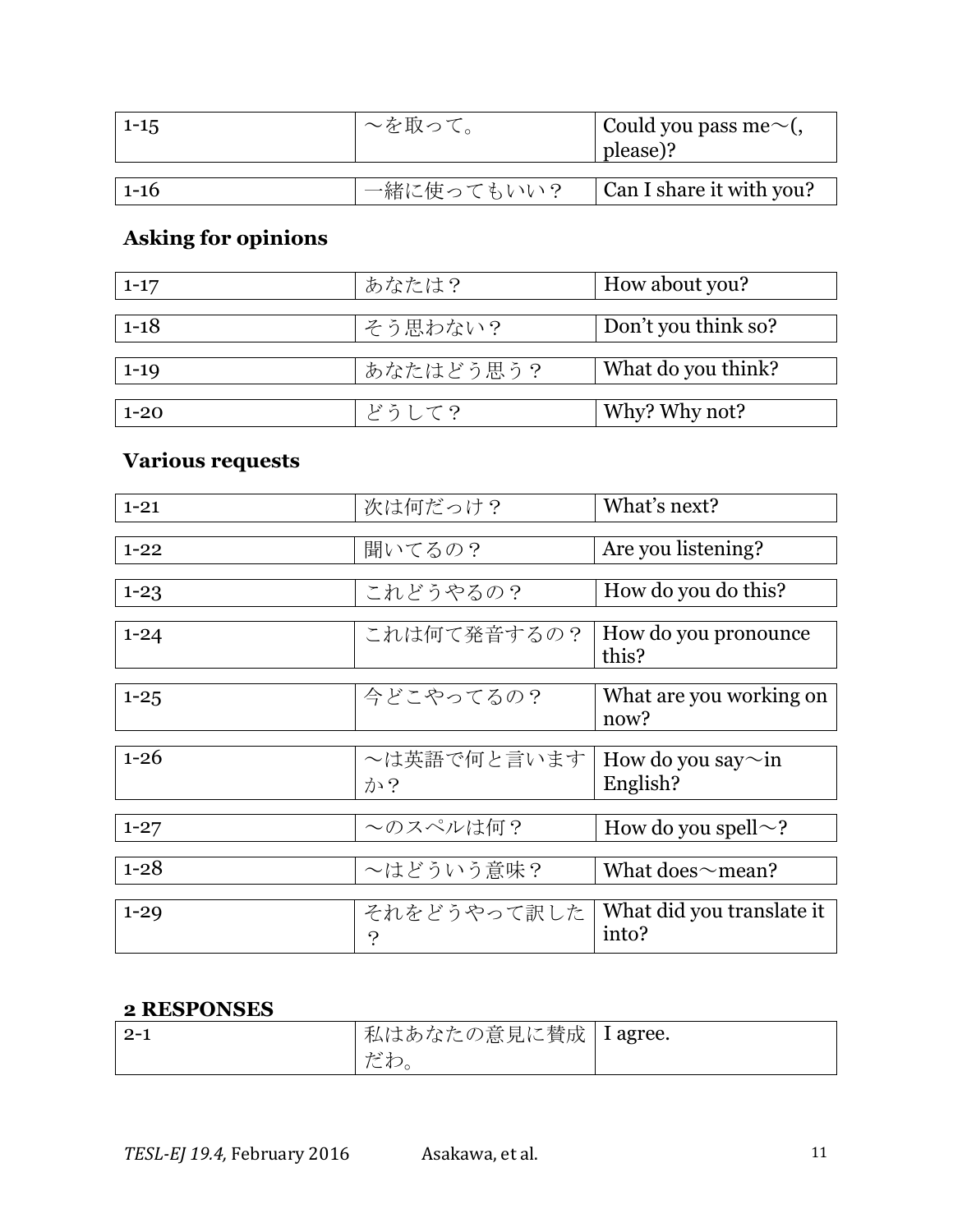| | | |
|---|---|---|
| 1-15 | ～を取って。 | Could you pass me～(, please)? |
| 1-16 | 一緒に使ってもいい？ | Can I share it with you? |

### Asking for opinions

| | | |
|---|---|---|
| 1-17 | あなたは？ | How about you? |
| 1-18 | そう思わない？ | Don't you think so? |
| 1-19 | あなたはどう思う？ | What do you think? |
| 1-20 | どうして？ | Why? Why not? |

### Various requests

| | | |
|---|---|---|
| 1-21 | 次は何だっけ？ | What's next? |
| 1-22 | 聞いてるの？ | Are you listening? |
| 1-23 | これどうやるの？ | How do you do this? |
| 1-24 | これは何て発音するの？ | How do you pronounce this? |
| 1-25 | 今どこやってるの？ | What are you working on now? |
| 1-26 | ～は英語で何と言いますか？ | How do you say～in English? |
| 1-27 | ～のスペルは何？ | How do you spell～? |
| 1-28 | ～はどういう意味？ | What does～mean? |
| 1-29 | それをどうやって訳した？ | What did you translate it into? |

## 2 RESPONSES

| | | |
|---|---|---|
| 2-1 | 私はあなたの意見に賛成だわ。 | I agree. |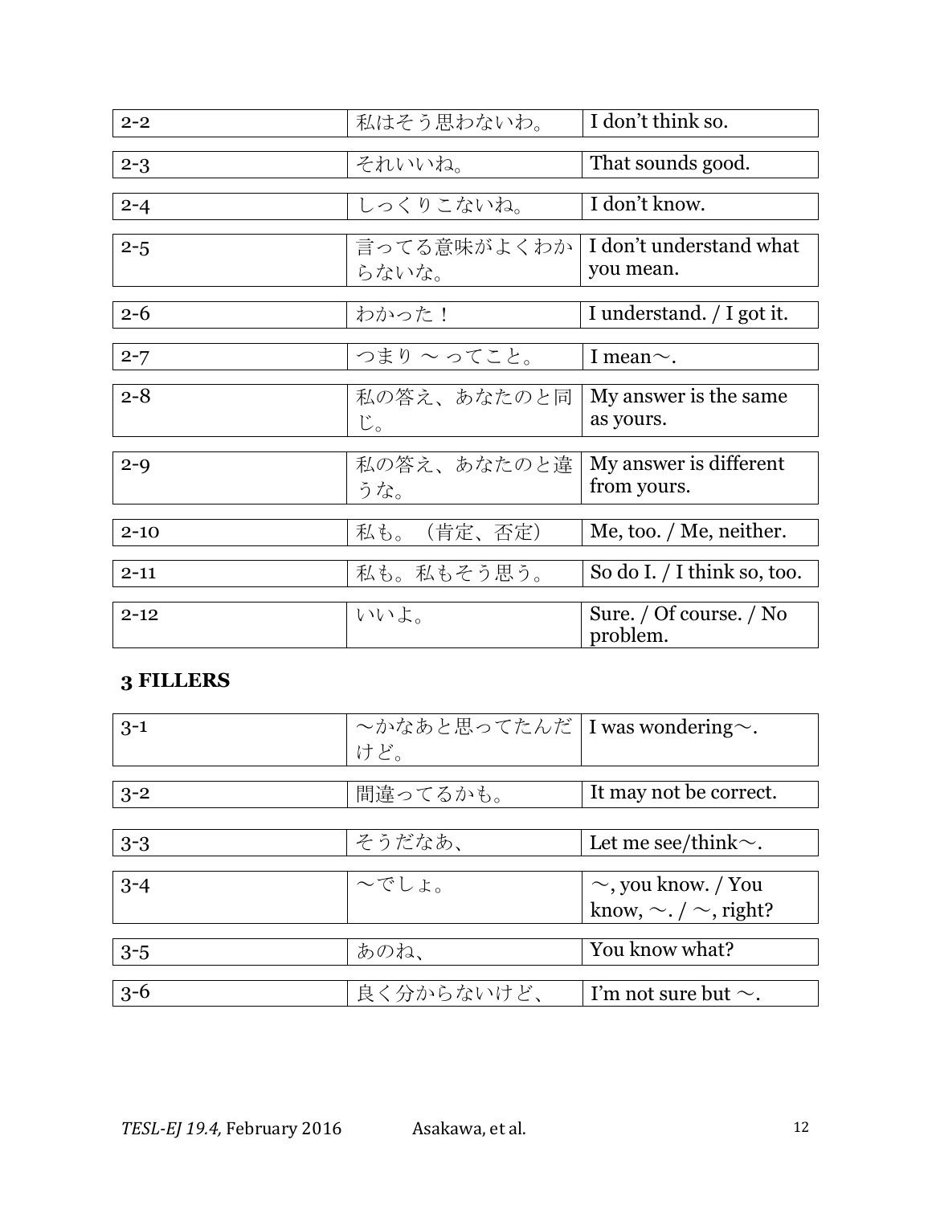| | | |
|---|---|---|
| 2-2 | 私はそう思わないわ。 | I don't think so. |
| 2-3 | それいいね。 | That sounds good. |
| 2-4 | しっくりこないね。 | I don't know. |
| 2-5 | 言ってる意味がよくわからないな。 | I don't understand what you mean. |
| 2-6 | わかった！ | I understand. / I got it. |
| 2-7 | つまり 〜 ってこと。 | I mean〜. |
| 2-8 | 私の答え、あなたのと同じ。 | My answer is the same as yours. |
| 2-9 | 私の答え、あなたのと違うな。 | My answer is different from yours. |
| 2-10 | 私も。（肯定、否定） | Me, too. / Me, neither. |
| 2-11 | 私も。私もそう思う。 | So do I. / I think so, too. |
| 2-12 | いいよ。 | Sure. / Of course. / No problem. |

## 3 FILLERS

| | | |
|---|---|---|
| 3-1 | 〜かなあと思ってたんだけど。 | I was wondering〜. |
| 3-2 | 間違ってるかも。 | It may not be correct. |
| 3-3 | そうだなあ、 | Let me see/think〜. |
| 3-4 | 〜でしょ。 | 〜, you know. / You know, 〜. / 〜, right? |
| 3-5 | あのね、 | You know what? |
| 3-6 | 良く分からないけど、 | I'm not sure but 〜. |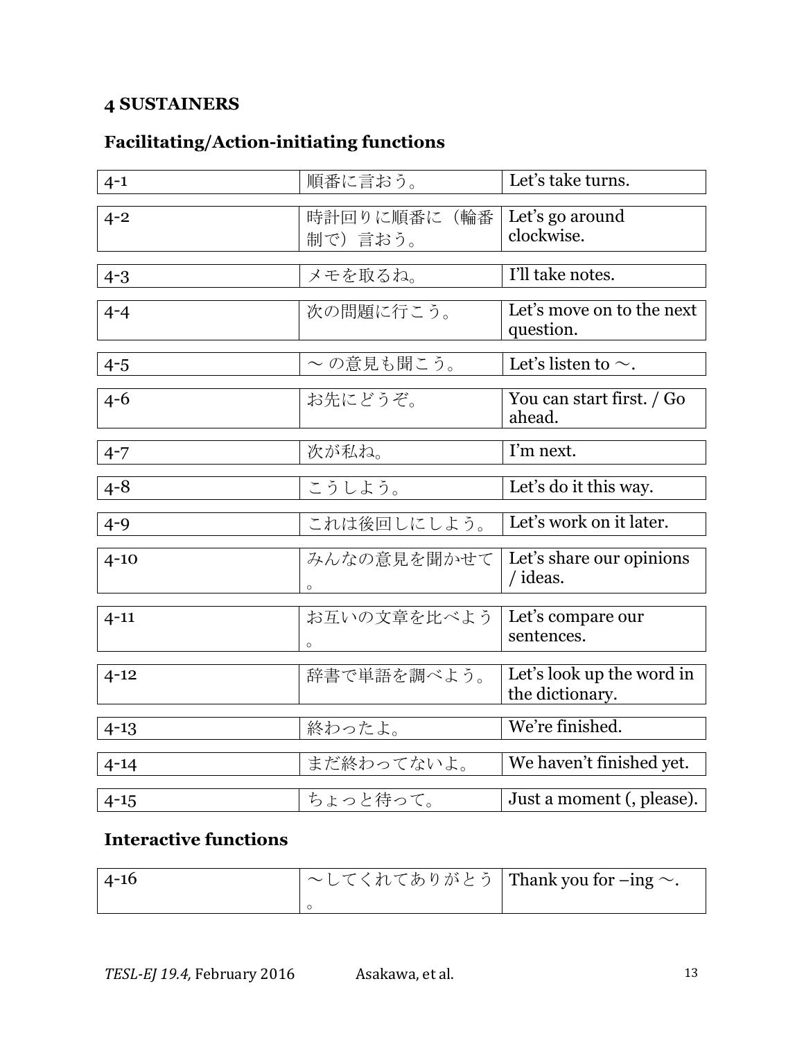## 4 SUSTAINERS

### Facilitating/Action-initiating functions

| | | |
|---|---|---|
| 4-1 | 順番に言おう。 | Let's take turns. |
| 4-2 | 時計回りに順番に（輪番制で）言おう。 | Let's go around clockwise. |
| 4-3 | メモを取るね。 | I'll take notes. |
| 4-4 | 次の問題に行こう。 | Let's move on to the next question. |
| 4-5 | ～ の意見も聞こう。 | Let's listen to ～. |
| 4-6 | お先にどうぞ。 | You can start first. / Go ahead. |
| 4-7 | 次が私ね。 | I'm next. |
| 4-8 | こうしよう。 | Let's do it this way. |
| 4-9 | これは後回しにしよう。 | Let's work on it later. |
| 4-10 | みんなの意見を聞かせて。 | Let's share our opinions / ideas. |
| 4-11 | お互いの文章を比べよう。 | Let's compare our sentences. |
| 4-12 | 辞書で単語を調べよう。 | Let's look up the word in the dictionary. |
| 4-13 | 終わったよ。 | We're finished. |
| 4-14 | まだ終わってないよ。 | We haven't finished yet. |
| 4-15 | ちょっと待って。 | Just a moment (, please). |

### Interactive functions

| | | |
|---|---|---|
| 4-16 | ～してくれてありがとう。 | Thank you for –ing ～. |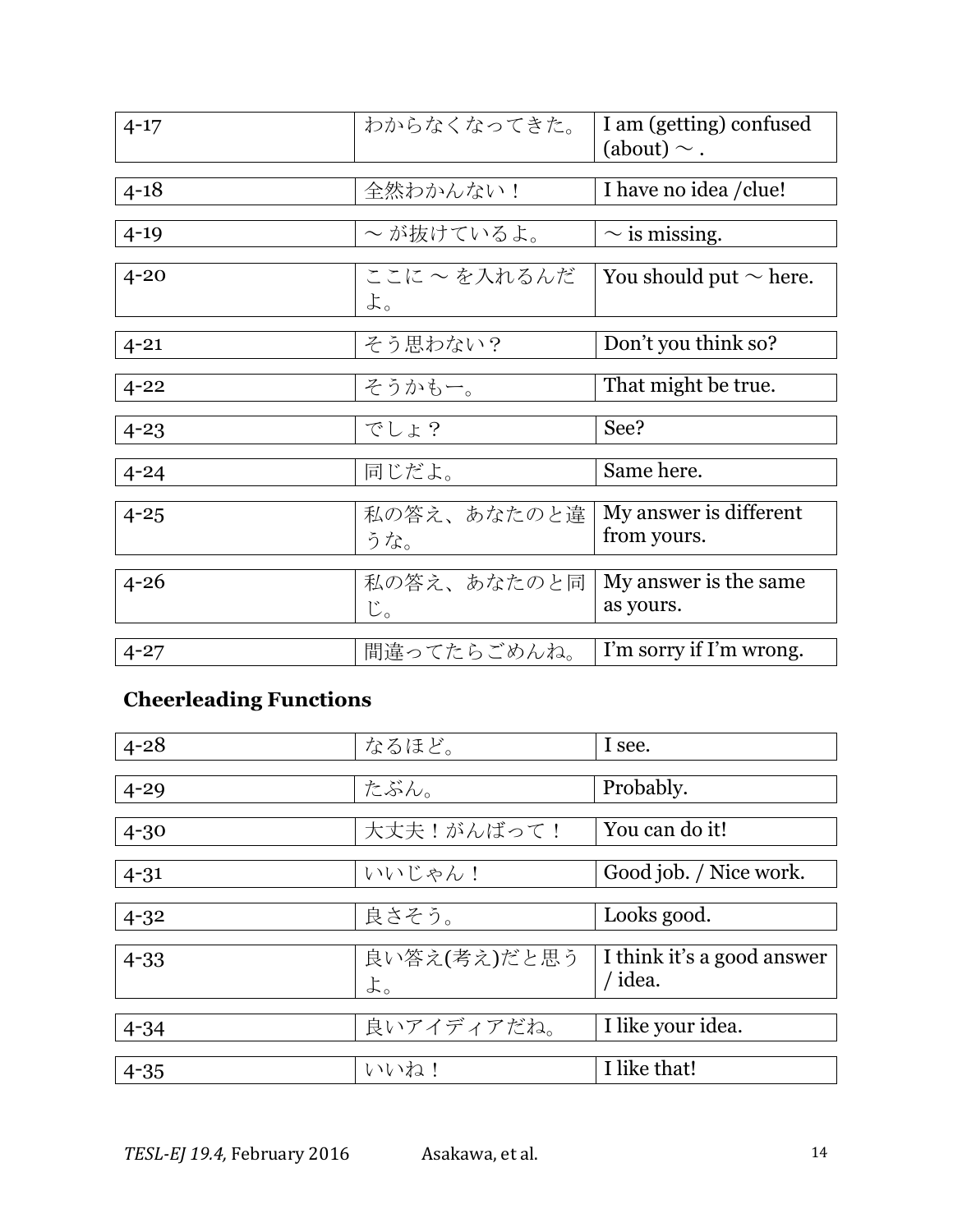| | | |
|---|---|---|
| 4-17 | わからなくなってきた。 | I am (getting) confused (about) 〜 . |
| 4-18 | 全然わかんない！ | I have no idea /clue! |
| 4-19 | 〜 が抜けているよ。 | 〜 is missing. |
| 4-20 | ここに 〜 を入れるんだよ。 | You should put 〜 here. |
| 4-21 | そう思わない？ | Don't you think so? |
| 4-22 | そうかもー。 | That might be true. |
| 4-23 | でしょ？ | See? |
| 4-24 | 同じだよ。 | Same here. |
| 4-25 | 私の答え、あなたのと違うな。 | My answer is different from yours. |
| 4-26 | 私の答え、あなたのと同じ。 | My answer is the same as yours. |
| 4-27 | 間違ってたらごめんね。 | I'm sorry if I'm wrong. |

### Cheerleading Functions

| | | |
|---|---|---|
| 4-28 | なるほど。 | I see. |
| 4-29 | たぶん。 | Probably. |
| 4-30 | 大丈夫！がんばって！ | You can do it! |
| 4-31 | いいじゃん！ | Good job. / Nice work. |
| 4-32 | 良さそう。 | Looks good. |
| 4-33 | 良い答え(考え)だと思うよ。 | I think it's a good answer / idea. |
| 4-34 | 良いアイディアだね。 | I like your idea. |
| 4-35 | いいね！ | I like that! |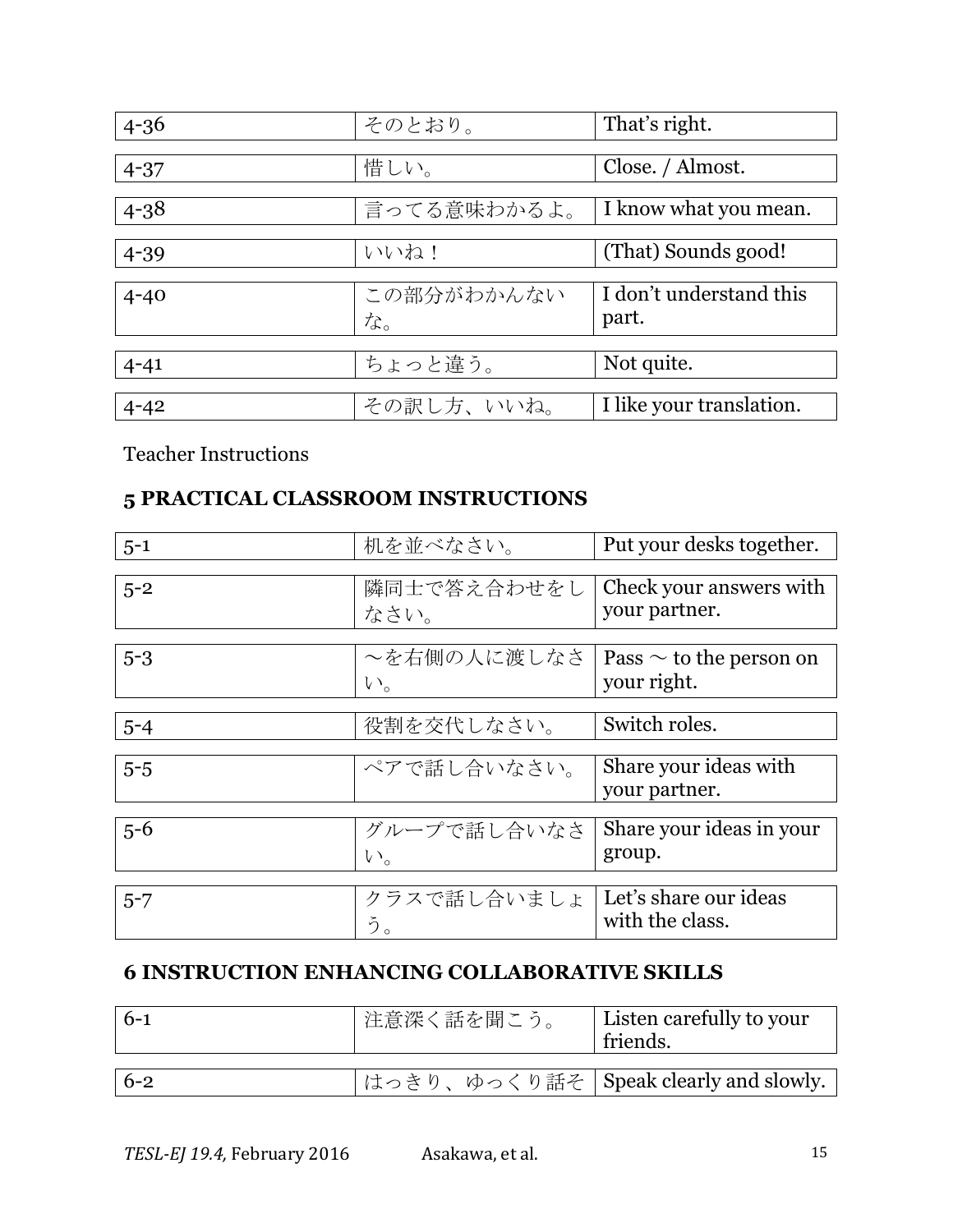| 4-36 | そのとおり。 | That’s right. |
|---|---|---|
| 4-37 | 惜しい。 | Close. / Almost. |
| 4-38 | 言ってる意味わかるよ。 | I know what you mean. |
| 4-39 | いいね！ | (That) Sounds good! |
| 4-40 | この部分がわかんないな。 | I don’t understand this part. |
| 4-41 | ちょっと違う。 | Not quite. |
| 4-42 | その訳し方、いいね。 | I like your translation. |

Teacher Instructions

## 5 PRACTICAL CLASSROOM INSTRUCTIONS

| 5-1 | 机を並べなさい。 | Put your desks together. |
|---|---|---|
| 5-2 | 隣同士で答え合わせをしなさい。 | Check your answers with your partner. |
| 5-3 | ～を右側の人に渡しなさい。 | Pass ～ to the person on your right. |
| 5-4 | 役割を交代しなさい。 | Switch roles. |
| 5-5 | ペアで話し合いなさい。 | Share your ideas with your partner. |
| 5-6 | グループで話し合いなさい。 | Share your ideas in your group. |
| 5-7 | クラスで話し合いましょう。 | Let’s share our ideas with the class. |

## 6 INSTRUCTION ENHANCING COLLABORATIVE SKILLS

| 6-1 | 注意深く話を聞こう。 | Listen carefully to your friends. |
|---|---|---|
| 6-2 | はっきり、ゆっくり話そ | Speak clearly and slowly. |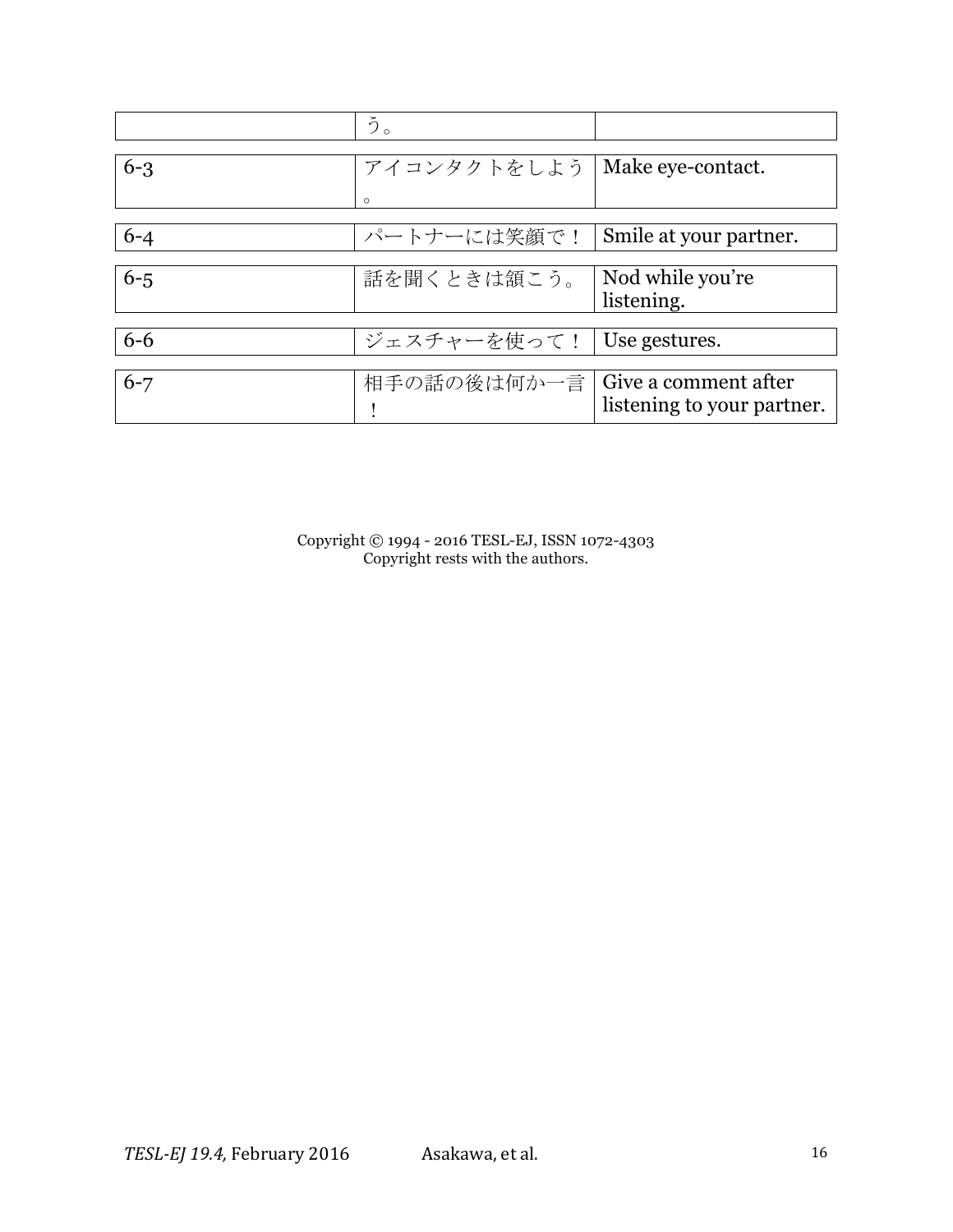| | | |
|---|---|---|
| | う。 | |
| 6-3 | アイコンタクトをしよう。 | Make eye-contact. |
| 6-4 | パートナーには笑顔で！ | Smile at your partner. |
| 6-5 | 話を聞くときは頷こう。 | Nod while you're listening. |
| 6-6 | ジェスチャーを使って！ | Use gestures. |
| 6-7 | 相手の話の後は何か一言！ | Give a comment after listening to your partner. |

Copyright © 1994 - 2016 TESL-EJ, ISSN 1072-4303
Copyright rests with the authors.